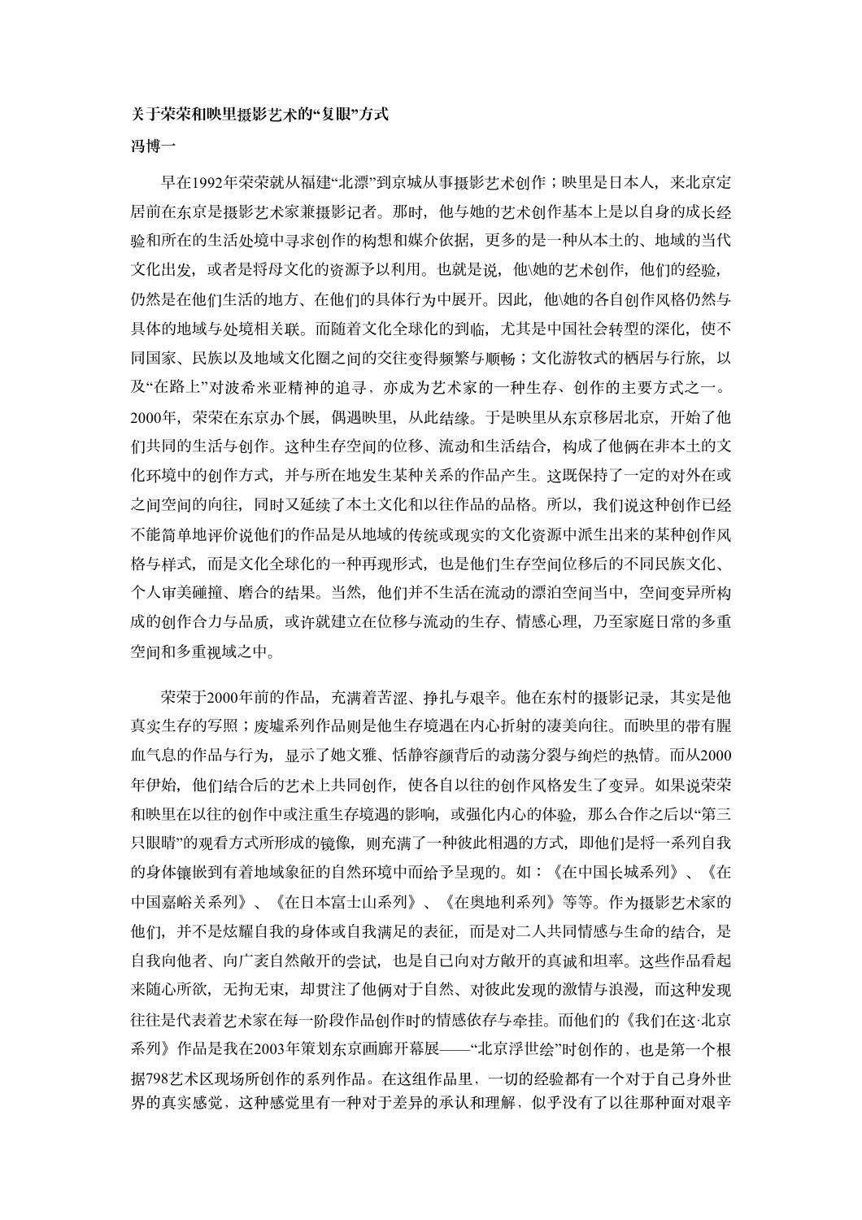# 关于荣荣和映里摄影艺术的“复眼”方式

**冯博一**

早在1992年荣荣就从福建“北漂”到京城从事摄影艺术创作；映里是日本人，来北京定居前在东京是摄影艺术家兼摄影记者。那时，他与她的艺术创作基本上是以自身的成长经验和所在的生活处境中寻求创作的构想和媒介依据，更多的是一种从本土的、地域的当代文化出发，或者是将母文化的资源予以利用。也就是说，他\她的艺术创作，他们的经验，仍然是在他们生活的地方、在他们的具体行为中展开。因此，他\她的各自创作风格仍然与具体的地域与处境相关联。而随着文化全球化的到临，尤其是中国社会转型的深化，使不同国家、民族以及地域文化圈之间的交往变得频繁与顺畅；文化游牧式的栖居与行旅，以及“在路上”对波希米亚精神的追寻，亦成为艺术家的一种生存、创作的主要方式之一。2000年，荣荣在东京办个展，偶遇映里，从此结缘。于是映里从东京移居北京，开始了他们共同的生活与创作。这种生存空间的位移、流动和生活结合，构成了他俩在非本土的文化环境中的创作方式，并与所在地发生某种关系的作品产生。这既保持了一定的对外在或之间空间的向往，同时又延续了本土文化和以往作品的品格。所以，我们说这种创作已经不能简单地评价说他们的作品是从地域的传统或现实的文化资源中派生出来的某种创作风格与样式，而是文化全球化的一种再现形式，也是他们生存空间位移后的不同民族文化、个人审美碰撞、磨合的结果。当然，他们并不生活在流动的漂泊空间当中，空间变异所构成的创作合力与品质，或许就建立在位移与流动的生存、情感心理，乃至家庭日常的多重空间和多重视域之中。

荣荣于2000年前的作品，充满着苦涩、挣扎与艰辛。他在东村的摄影记录，其实是他真实生存的写照；废墟系列作品则是他生存境遇在内心折射的凄美向往。而映里的带有腥血气息的作品与行为，显示了她文雅、恬静容颜背后的动荡分裂与绚烂的热情。而从2000年伊始，他们结合后的艺术上共同创作，使各自以往的创作风格发生了变异。如果说荣荣和映里在以往的创作中或注重生存境遇的影响，或强化内心的体验，那么合作之后以“第三只眼睛”的观看方式所形成的镜像，则充满了一种彼此相遇的方式，即他们是将一系列自我的身体镶嵌到有着地域象征的自然环境中而给予呈现的。如：《在中国长城系列》、《在中国嘉峪关系列》、《在日本富士山系列》、《在奥地利系列》等等。作为摄影艺术家的他们，并不是炫耀自我的身体或自我满足的表征，而是对二人共同情感与生命的结合，是自我向他者、向广袤自然敞开的尝试，也是自己向对方敞开的真诚和坦率。这些作品看起来随心所欲，无拘无束，却贯注了他俩对于自然、对彼此发现的激情与浪漫，而这种发现往往是代表着艺术家在每一阶段作品创作时的情感依存与牵挂。而他们的《我们在这·北京系列》作品是我在2003年策划东京画廊开幕展——“北京浮世绘”时创作的，也是第一个根据798艺术区现场所创作的系列作品。在这组作品里，一切的经验都有一个对于自己身外世界的真实感觉，这种感觉里有一种对于差异的承认和理解，似乎没有了以往那种面对艰辛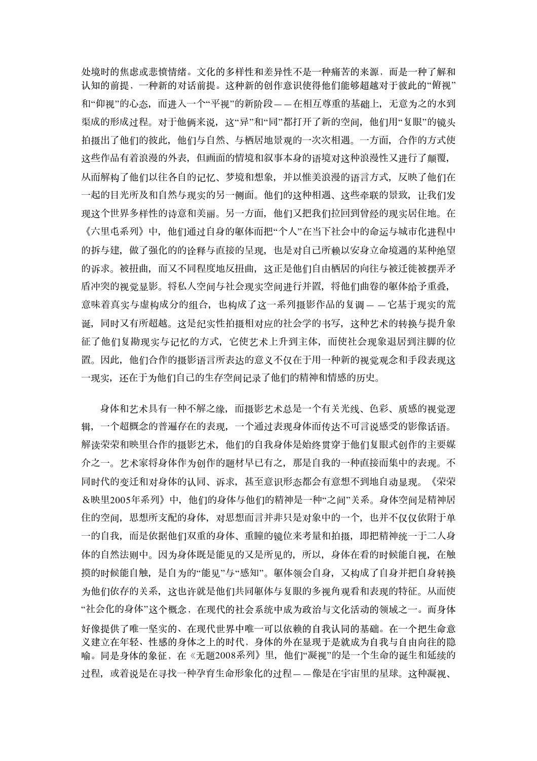处境时的焦虑或悲愤情绪。文化的多样性和差异性不是一种痛苦的来源，而是一种了解和认知的前提，一种新的对话前提。这种新的创作意识使得他们能够超越对于彼此的“俯视”和“仰视”的心态，而进入一个“平视”的新阶段——在相互尊重的基础上，无意为之的水到渠成的形成过程。对于他俩来说，这“异”和“同”都打开了新的空间，他们用“复眼”的镜头拍摄出了他们的彼此，他们与自然、与栖居地景观的一次次相遇。一方面，合作的方式使这些作品有着浪漫的外表，但画面的情境和叙事本身的语境对这种浪漫性又进行了颠覆，从而解构了他们以往各自的记忆、梦境和想象，并以惟美浪漫的语言方式，反映了他们在一起的目光所及和自然与现实的另一侧面。他们的这种相遇、这些牵联的景致，让我们发现这个世界多样性的诗意和美丽。另一方面，他们又把我们拉回到曾经的现实居住地。在《六里屯系列》中，他们通过自身的躯体而把“个人”在当下社会中的命运与城市化进程中的拆与建，做了强化的的诠释与直接的呈现，也是对自己所赖以安身立命境遇的某种绝望的诉求。被扭曲，而又不同程度地反扭曲，这正是他们自由栖居的向往与被迁徙被摆弄矛盾冲突的视觉显影。将私人空间与社会现实空间进行并置，将他们曲卷的躯体给予重叠，意味着真实与虚构成分的组合，也构成了这一系列摄影作品的复调——它基于现实的荒诞，同时又有所超越。这是纪实性拍摄相对应的社会学的书写，这种艺术的转换与提升象征了他们复勘现实与记忆的方式，它使艺术上升到主体，而使社会现象退居到注脚的位置。因此，他们合作的摄影语言所表达的意义不仅在于用一种新的视觉观念和手段表现这一现实，还在于为他们自己的生存空间记录了他们的精神和情感的历史。

身体和艺术具有一种不解之缘，而摄影艺术总是一个有关光线、色彩、质感的视觉逻辑，一个超概念的普遍存在的表现，一个通过表现身体而传达不可言说感受的影像话语。解读荣荣和映里合作的摄影艺术，他们的自我身体是始终贯穿于他们复眼式创作的主要媒介之一。艺术家将身体作为创作的题材早已有之，那是自我的一种直接而集中的表现。不同时代的变迁和对身体的认同、诉求，甚至意识形态都会有意想不到地自动显现。《荣荣&映里2005年系列》中，他们的身体与他们的精神是一种“之间”关系。身体空间是精神居住的空间，思想所支配的身体，对思想而言并非只是对象中的一个，也并不仅仅依附于单一的自我，而是依据他们双重的身体、重瞳的镜位来考量和拍摄，即把精神统一于二人身体的自然法则中。因为身体既是能见的又是所见的，所以，身体在看的时候能自视，在触摸的时候能自触，是自为的“能见”与“感知”。躯体领会自身，又构成了自身并把自身转换为他们依存的关系，这也许就是他们共同躯体与复眼的多视角观看和表现的特征。从而使“社会化的身体”这个概念，在现代的社会系统中成为政治与文化活动的领域之一。而身体好像提供了唯一坚实的、在现代世界中唯一可以依赖的自我认同的基础。在一个把生命意义建立在年轻、性感的身体之上的时代，身体的外在显现于是就成为自我与自由向往的隐喻。同是身体的象征，在《无题2008系列》里，他们“凝视”的是一个生命的诞生和延续的过程，或着说是在寻找一种孕育生命形象化的过程——像是在宇宙里的星球。这种凝视、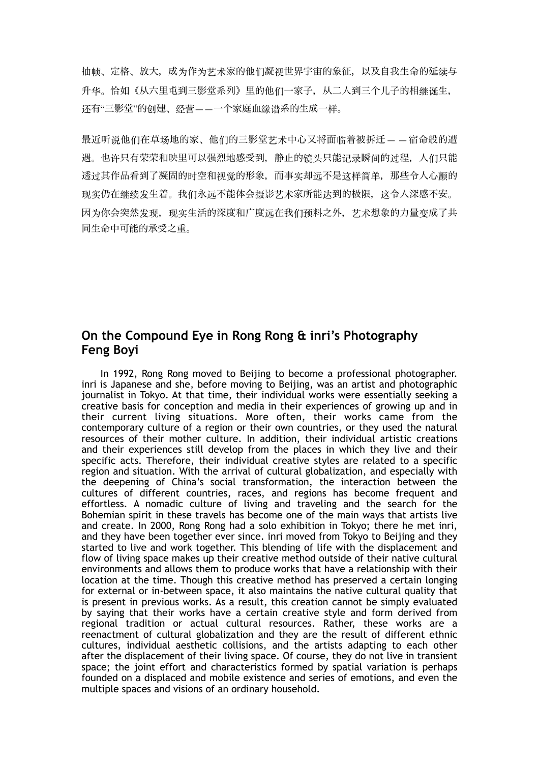抽帧、定格、放大，成为作为艺术家的他们凝视世界宇宙的象征，以及自我生命的延续与升华。恰如《从六里屯到三影堂系列》里的他们一家子，从二人到三个儿子的相继诞生，还有"三影堂"的创建、经营——一个家庭血缘谱系的生成一样。

最近听说他们在草场地的家、他们的三影堂艺术中心又将面临着被拆迁——宿命般的遭遇。也许只有荣荣和映里可以强烈地感受到，静止的镜头只能记录瞬间的过程，人们只能透过其作品看到了凝固的时空和视觉的形象，而事实却远不是这样简单，那些令人心颤的现实仍在继续发生着。我们永远不能体会摄影艺术家所能达到的极限，这令人深感不安。因为你会突然发现，现实生活的深度和广度远在我们预料之外，艺术想象的力量变成了共同生命中可能的承受之重。

## On the Compound Eye in Rong Rong & inri's Photography
## Feng Boyi

In 1992, Rong Rong moved to Beijing to become a professional photographer. inri is Japanese and she, before moving to Beijing, was an artist and photographic journalist in Tokyo. At that time, their individual works were essentially seeking a creative basis for conception and media in their experiences of growing up and in their current living situations. More often, their works came from the contemporary culture of a region or their own countries, or they used the natural resources of their mother culture. In addition, their individual artistic creations and their experiences still develop from the places in which they live and their specific acts. Therefore, their individual creative styles are related to a specific region and situation. With the arrival of cultural globalization, and especially with the deepening of China's social transformation, the interaction between the cultures of different countries, races, and regions has become frequent and effortless. A nomadic culture of living and traveling and the search for the Bohemian spirit in these travels has become one of the main ways that artists live and create. In 2000, Rong Rong had a solo exhibition in Tokyo; there he met inri, and they have been together ever since. inri moved from Tokyo to Beijing and they started to live and work together. This blending of life with the displacement and flow of living space makes up their creative method outside of their native cultural environments and allows them to produce works that have a relationship with their location at the time. Though this creative method has preserved a certain longing for external or in-between space, it also maintains the native cultural quality that is present in previous works. As a result, this creation cannot be simply evaluated by saying that their works have a certain creative style and form derived from regional tradition or actual cultural resources. Rather, these works are a reenactment of cultural globalization and they are the result of different ethnic cultures, individual aesthetic collisions, and the artists adapting to each other after the displacement of their living space. Of course, they do not live in transient space; the joint effort and characteristics formed by spatial variation is perhaps founded on a displaced and mobile existence and series of emotions, and even the multiple spaces and visions of an ordinary household.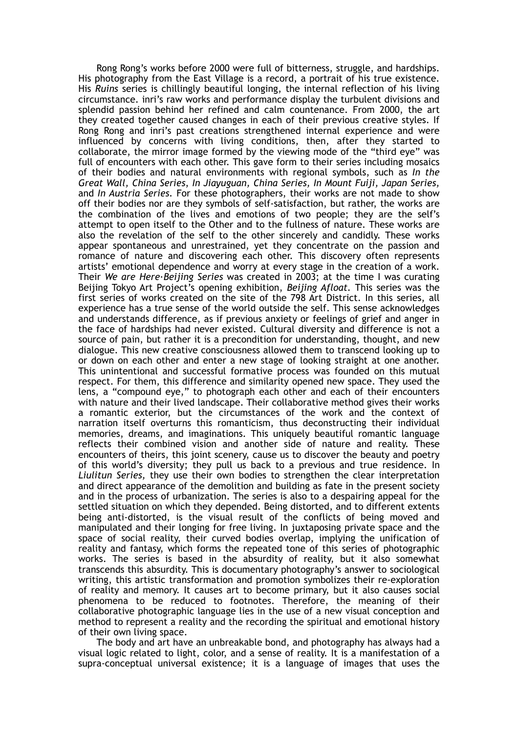Rong Rong's works before 2000 were full of bitterness, struggle, and hardships. His photography from the East Village is a record, a portrait of his true existence. His *Ruins* series is chillingly beautiful longing, the internal reflection of his living circumstance. inri's raw works and performance display the turbulent divisions and splendid passion behind her refined and calm countenance. From 2000, the art they created together caused changes in each of their previous creative styles. If Rong Rong and inri's past creations strengthened internal experience and were influenced by concerns with living conditions, then, after they started to collaborate, the mirror image formed by the viewing mode of the "third eye" was full of encounters with each other. This gave form to their series including mosaics of their bodies and natural environments with regional symbols, such as *In the Great Wall, China Series, In Jiayuguan, China Series, In Mount Fuiji, Japan Series,* and *In Austria Series*. For these photographers, their works are not made to show off their bodies nor are they symbols of self-satisfaction, but rather, the works are the combination of the lives and emotions of two people; they are the self's attempt to open itself to the Other and to the fullness of nature. These works are also the revelation of the self to the other sincerely and candidly. These works appear spontaneous and unrestrained, yet they concentrate on the passion and romance of nature and discovering each other. This discovery often represents artists' emotional dependence and worry at every stage in the creation of a work. Their *We are Here·Beijing Series* was created in 2003; at the time I was curating Beijing Tokyo Art Project's opening exhibition, *Beijing Afloat*. This series was the first series of works created on the site of the 798 Art District. In this series, all experience has a true sense of the world outside the self. This sense acknowledges and understands difference, as if previous anxiety or feelings of grief and anger in the face of hardships had never existed. Cultural diversity and difference is not a source of pain, but rather it is a precondition for understanding, thought, and new dialogue. This new creative consciousness allowed them to transcend looking up to or down on each other and enter a new stage of looking straight at one another. This unintentional and successful formative process was founded on this mutual respect. For them, this difference and similarity opened new space. They used the lens, a "compound eye," to photograph each other and each of their encounters with nature and their lived landscape. Their collaborative method gives their works a romantic exterior, but the circumstances of the work and the context of narration itself overturns this romanticism, thus deconstructing their individual memories, dreams, and imaginations. This uniquely beautiful romantic language reflects their combined vision and another side of nature and reality. These encounters of theirs, this joint scenery, cause us to discover the beauty and poetry of this world's diversity; they pull us back to a previous and true residence. In *Liulitun Series,* they use their own bodies to strengthen the clear interpretation and direct appearance of the demolition and building as fate in the present society and in the process of urbanization. The series is also to a despairing appeal for the settled situation on which they depended. Being distorted, and to different extents being anti-distorted, is the visual result of the conflicts of being moved and manipulated and their longing for free living. In juxtaposing private space and the space of social reality, their curved bodies overlap, implying the unification of reality and fantasy, which forms the repeated tone of this series of photographic works. The series is based in the absurdity of reality, but it also somewhat transcends this absurdity. This is documentary photography's answer to sociological writing, this artistic transformation and promotion symbolizes their re-exploration of reality and memory. It causes art to become primary, but it also causes social phenomena to be reduced to footnotes. Therefore, the meaning of their collaborative photographic language lies in the use of a new visual conception and method to represent a reality and the recording the spiritual and emotional history of their own living space.

The body and art have an unbreakable bond, and photography has always had a visual logic related to light, color, and a sense of reality. It is a manifestation of a supra-conceptual universal existence; it is a language of images that uses the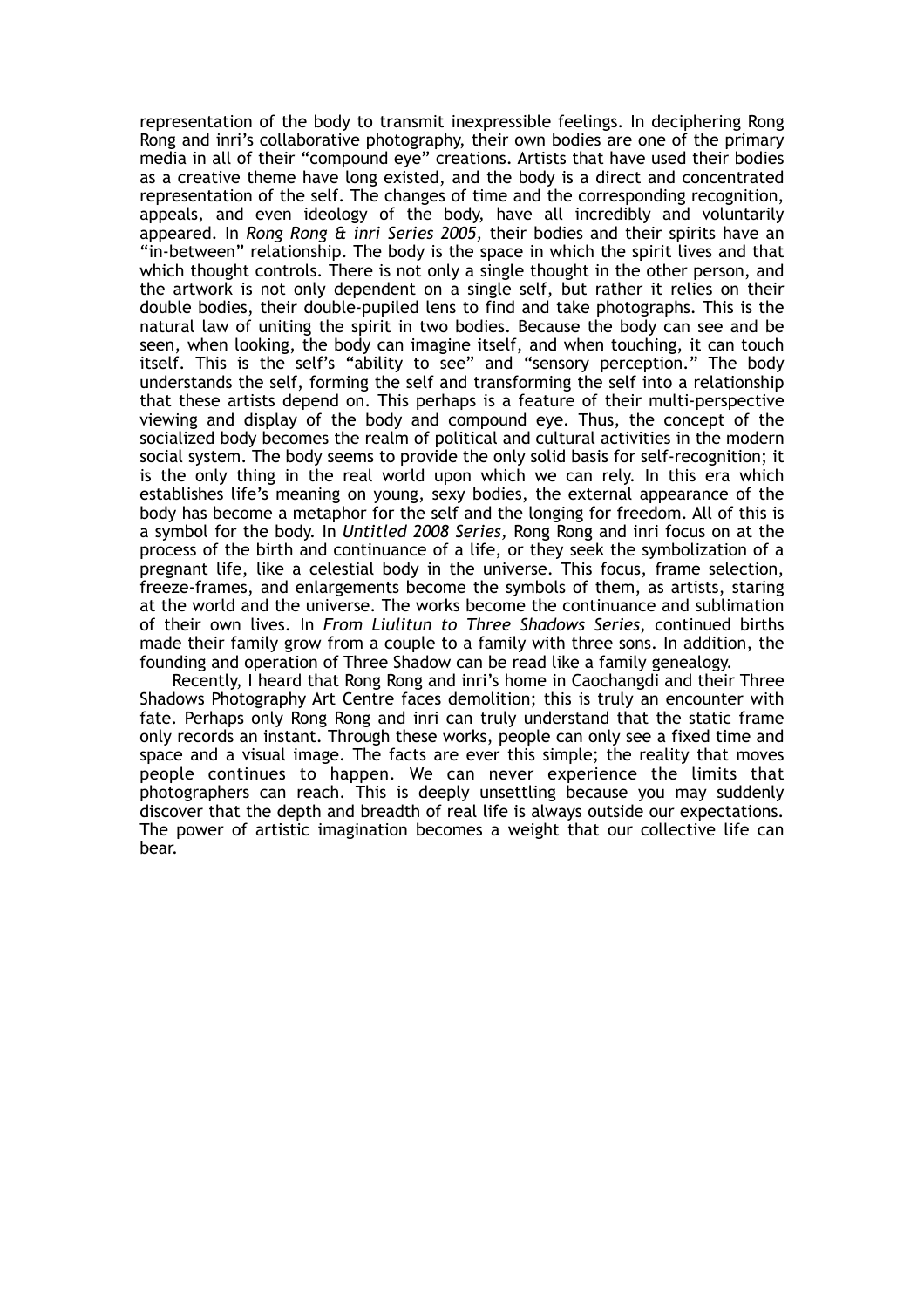representation of the body to transmit inexpressible feelings. In deciphering Rong Rong and inri's collaborative photography, their own bodies are one of the primary media in all of their "compound eye" creations. Artists that have used their bodies as a creative theme have long existed, and the body is a direct and concentrated representation of the self. The changes of time and the corresponding recognition, appeals, and even ideology of the body, have all incredibly and voluntarily appeared. In *Rong Rong & inri Series 2005,* their bodies and their spirits have an "in-between" relationship. The body is the space in which the spirit lives and that which thought controls. There is not only a single thought in the other person, and the artwork is not only dependent on a single self, but rather it relies on their double bodies, their double-pupiled lens to find and take photographs. This is the natural law of uniting the spirit in two bodies. Because the body can see and be seen, when looking, the body can imagine itself, and when touching, it can touch itself. This is the self's "ability to see" and "sensory perception." The body understands the self, forming the self and transforming the self into a relationship that these artists depend on. This perhaps is a feature of their multi-perspective viewing and display of the body and compound eye. Thus, the concept of the socialized body becomes the realm of political and cultural activities in the modern social system. The body seems to provide the only solid basis for self-recognition; it is the only thing in the real world upon which we can rely. In this era which establishes life's meaning on young, sexy bodies, the external appearance of the body has become a metaphor for the self and the longing for freedom. All of this is a symbol for the body. In *Untitled 2008 Series,* Rong Rong and inri focus on at the process of the birth and continuance of a life, or they seek the symbolization of a pregnant life, like a celestial body in the universe. This focus, frame selection, freeze-frames, and enlargements become the symbols of them, as artists, staring at the world and the universe. The works become the continuance and sublimation of their own lives. In *From Liulitun to Three Shadows Series*, continued births made their family grow from a couple to a family with three sons. In addition, the founding and operation of Three Shadow can be read like a family genealogy.

Recently, I heard that Rong Rong and inri's home in Caochangdi and their Three Shadows Photography Art Centre faces demolition; this is truly an encounter with fate. Perhaps only Rong Rong and inri can truly understand that the static frame only records an instant. Through these works, people can only see a fixed time and space and a visual image. The facts are ever this simple; the reality that moves people continues to happen. We can never experience the limits that photographers can reach. This is deeply unsettling because you may suddenly discover that the depth and breadth of real life is always outside our expectations. The power of artistic imagination becomes a weight that our collective life can bear.